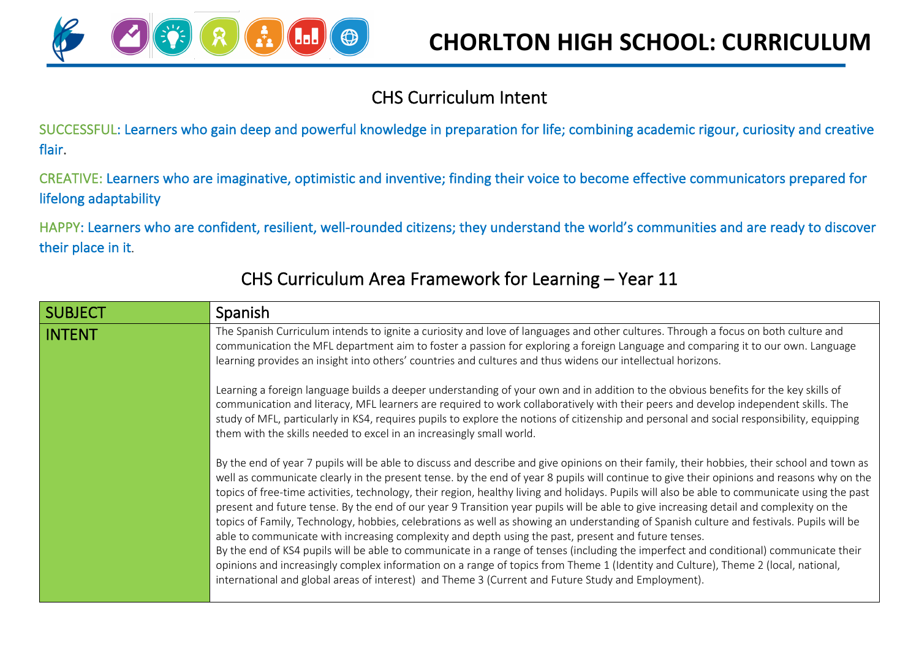# CHORLTON HIGH SCHOOL: CURRICULUM

## CHS Curriculum Intent

SUCCESSFUL: Learners who gain deep and powerful knowledge in preparation for life; combining academic rigour, curiosity and creative flair.

CREATIVE: Learners who are imaginative, optimistic and inventive; finding their voice to become effective communicators prepared for lifelong adaptability

HAPPY: Learners who are confident, resilient, well-rounded citizens; they understand the world's communities and are ready to discover their place in it.

## CHS Curriculum Area Framework for Learning – Year 11

| SUBJECT | Spanish |
|---|---|
| INTENT | The Spanish Curriculum intends to ignite a curiosity and love of languages and other cultures. Through a focus on both culture and communication the MFL department aim to foster a passion for exploring a foreign Language and comparing it to our own. Language learning provides an insight into others' countries and cultures and thus widens our intellectual horizons.<br><br>Learning a foreign language builds a deeper understanding of your own and in addition to the obvious benefits for the key skills of communication and literacy, MFL learners are required to work collaboratively with their peers and develop independent skills. The study of MFL, particularly in KS4, requires pupils to explore the notions of citizenship and personal and social responsibility, equipping them with the skills needed to excel in an increasingly small world.<br><br>By the end of year 7 pupils will be able to discuss and describe and give opinions on their family, their hobbies, their school and town as well as communicate clearly in the present tense. by the end of year 8 pupils will continue to give their opinions and reasons why on the topics of free-time activities, technology, their region, healthy living and holidays. Pupils will also be able to communicate using the past present and future tense. By the end of our year 9 Transition year pupils will be able to give increasing detail and complexity on the topics of Family, Technology, hobbies, celebrations as well as showing an understanding of Spanish culture and festivals. Pupils will be able to communicate with increasing complexity and depth using the past, present and future tenses.<br>By the end of KS4 pupils will be able to communicate in a range of tenses (including the imperfect and conditional) communicate their opinions and increasingly complex information on a range of topics from Theme 1 (Identity and Culture), Theme 2 (local, national, international and global areas of interest) and Theme 3 (Current and Future Study and Employment). |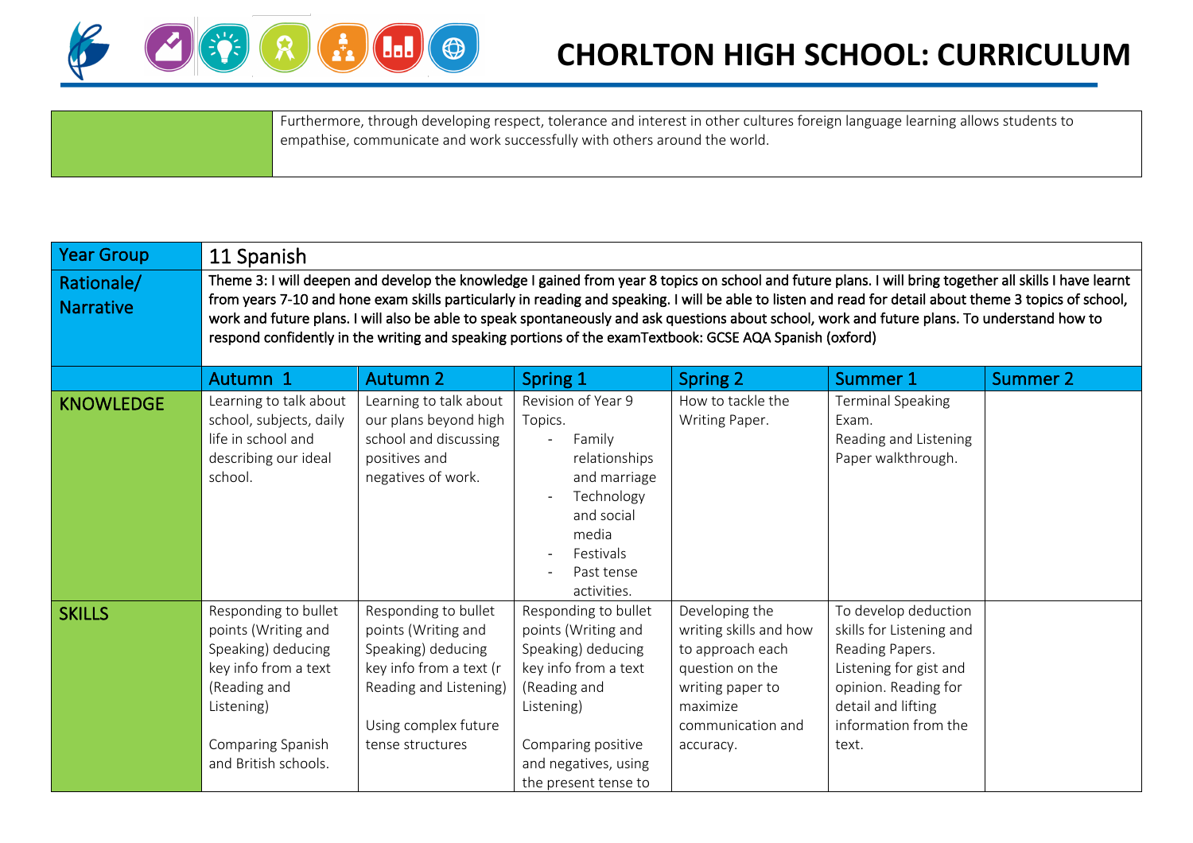| | Furthermore, through developing respect, tolerance and interest in other cultures foreign language learning allows students to empathise, communicate and work successfully with others around the world. |
|---|---|

| Year Group | 11 Spanish | | | | | |
|---|---|---|---|---|---|---|
| Rationale/ Narrative | Theme 3: I will deepen and develop the knowledge I gained from year 8 topics on school and future plans. I will bring together all skills I have learnt from years 7-10 and hone exam skills particularly in reading and speaking. I will be able to listen and read for detail about theme 3 topics of school, work and future plans. I will also be able to speak spontaneously and ask questions about school, work and future plans. To understand how to respond confidently in the writing and speaking portions of the examTextbook: GCSE AQA Spanish (oxford) | | | | | |
| | Autumn 1 | Autumn 2 | Spring 1 | Spring 2 | Summer 1 | Summer 2 |
| KNOWLEDGE | Learning to talk about school, subjects, daily life in school and describing our ideal school. | Learning to talk about our plans beyond high school and discussing positives and negatives of work. | Revision of Year 9 Topics.<br>- Family relationships and marriage<br>- Technology and social media<br>- Festivals<br>- Past tense activities. | How to tackle the Writing Paper. | Terminal Speaking Exam.<br>Reading and Listening Paper walkthrough. | |
| SKILLS | Responding to bullet points (Writing and Speaking) deducing key info from a text (Reading and Listening)<br><br>Comparing Spanish and British schools. | Responding to bullet points (Writing and Speaking) deducing key info from a text (r Reading and Listening)<br><br>Using complex future tense structures | Responding to bullet points (Writing and Speaking) deducing key info from a text (Reading and Listening)<br><br>Comparing positive and negatives, using the present tense to | Developing the writing skills and how to approach each question on the writing paper to maximize communication and accuracy. | To develop deduction skills for Listening and Reading Papers. Listening for gist and opinion. Reading for detail and lifting information from the text. | |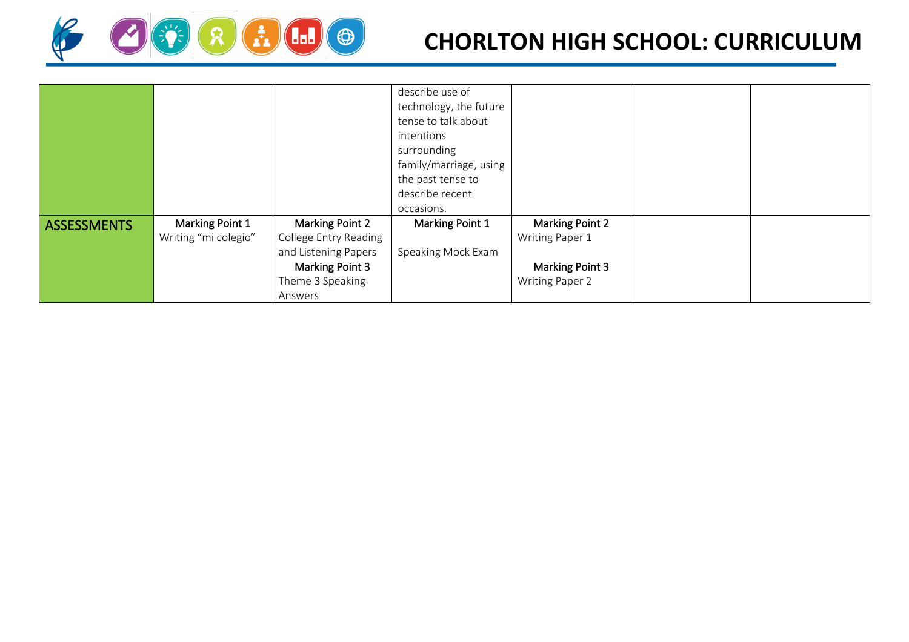| | | | | | | |
|---|---|---|---|---|---|---|
| | | | describe use of technology, the future tense to talk about intentions surrounding family/marriage, using the past tense to describe recent occasions. | | | |
| ASSESSMENTS | **Marking Point 1** Writing “mi colegio” | **Marking Point 2** College Entry Reading and Listening Papers **Marking Point 3** Theme 3 Speaking Answers | **Marking Point 1** Speaking Mock Exam | **Marking Point 2** Writing Paper 1 **Marking Point 3** Writing Paper 2 | | |